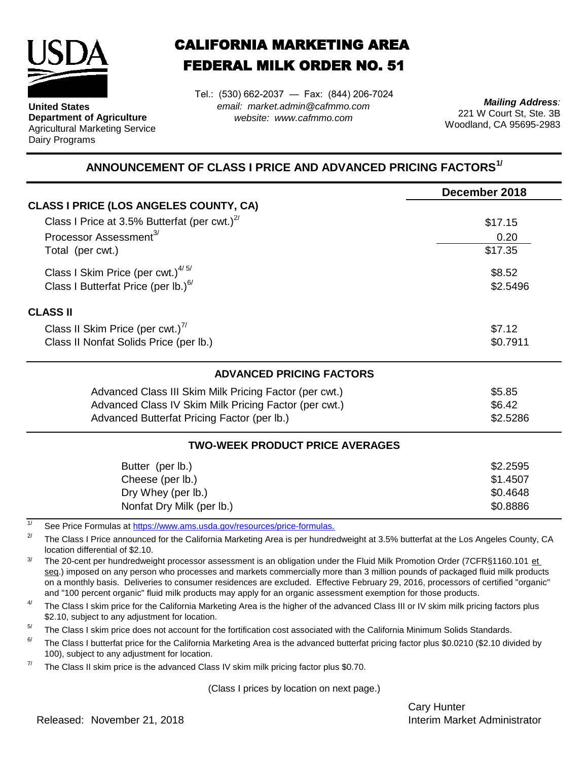**United States Department of Agriculture**
Agricultural Marketing Service
Dairy Programs

# CALIFORNIA MARKETING AREA
# FEDERAL MILK ORDER NO. 51

Tel.: (530) 662-2037 — Fax: (844) 206-7024
*email: market.admin@cafmmo.com*
*website: www.cafmmo.com*

***Mailing Address:***
221 W Court St, Ste. 3B
Woodland, CA 95695-2983

## ANNOUNCEMENT OF CLASS I PRICE AND ADVANCED PRICING FACTORS[1/]

| | December 2018 |
|---|---|
| **CLASS I PRICE (LOS ANGELES COUNTY, CA)** | |
| Class I Price at 3.5% Butterfat (per cwt.)[2/] | $17.15 |
| Processor Assessment[3/] | 0.20 |
| Total (per cwt.) | $17.35 |
| Class I Skim Price (per cwt.)[4/ 5/] | $8.52 |
| Class I Butterfat Price (per lb.)[6/] | $2.5496 |
| **CLASS II** | |
| Class II Skim Price (per cwt.)[7/] | $7.12 |
| Class II Nonfat Solids Price (per lb.) | $0.7911 |

### ADVANCED PRICING FACTORS

| | |
|---|---|
| Advanced Class III Skim Milk Pricing Factor (per cwt.) | $5.85 |
| Advanced Class IV Skim Milk Pricing Factor (per cwt.) | $6.42 |
| Advanced Butterfat Pricing Factor (per lb.) | $2.5286 |

### TWO-WEEK PRODUCT PRICE AVERAGES

| | |
|---|---|
| Butter (per lb.) | $2.2595 |
| Cheese (per lb.) | $1.4507 |
| Dry Whey (per lb.) | $0.4648 |
| Nonfat Dry Milk (per lb.) | $0.8886 |

[1/] See Price Formulas at https://www.ams.usda.gov/resources/price-formulas.

[2/] The Class I Price announced for the California Marketing Area is per hundredweight at 3.5% butterfat at the Los Angeles County, CA location differential of $2.10.

[3/] The 20-cent per hundredweight processor assessment is an obligation under the Fluid Milk Promotion Order (7CFR§1160.101 et seq.) imposed on any person who processes and markets commercially more than 3 million pounds of packaged fluid milk products on a monthly basis. Deliveries to consumer residences are excluded. Effective February 29, 2016, processors of certified "organic" and "100 percent organic" fluid milk products may apply for an organic assessment exemption for those products.

[4/] The Class I skim price for the California Marketing Area is the higher of the advanced Class III or IV skim milk pricing factors plus $2.10, subject to any adjustment for location.

[5/] The Class I skim price does not account for the fortification cost associated with the California Minimum Solids Standards.

[6/] The Class I butterfat price for the California Marketing Area is the advanced butterfat pricing factor plus $0.0210 ($2.10 divided by 100), subject to any adjustment for location.

[7/] The Class II skim price is the advanced Class IV skim milk pricing factor plus $0.70.

(Class I prices by location on next page.)

Released: November 21, 2018

Cary Hunter
Interim Market Administrator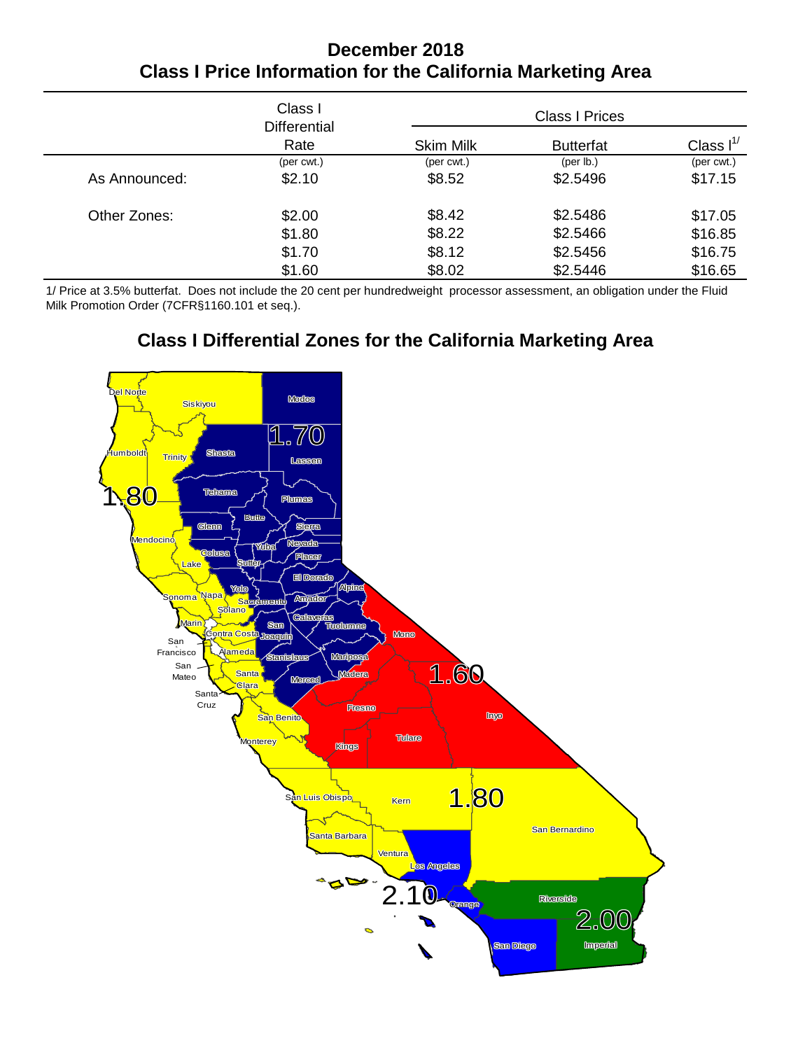# December 2018
# Class I Price Information for the California Marketing Area

| | Class I Differential Rate | Class I Prices | | |
|---|---|---|---|---|
| | | Skim Milk | Butterfat | Class I[1/] |
| | (per cwt.) | (per cwt.) | (per lb.) | (per cwt.) |
| As Announced: | $2.10 | $8.52 | $2.5496 | $17.15 |
| Other Zones: | $2.00 | $8.42 | $2.5486 | $17.05 |
| | $1.80 | $8.22 | $2.5466 | $16.85 |
| | $1.70 | $8.12 | $2.5456 | $16.75 |
| | $1.60 | $8.02 | $2.5446 | $16.65 |

1/ Price at 3.5% butterfat. Does not include the 20 cent per hundredweight processor assessment, an obligation under the Fluid Milk Promotion Order (7CFR§1160.101 et seq.).

## Class I Differential Zones for the California Marketing Area

1.70
Del Norte, Siskiyou, Modoc, Humboldt, Trinity, Shasta, Lassen, Tehama, Plumas, Butte, Glenn, Sierra, Mendocino, Yuba, Nevada, Colusa, Placer, Lake, Sutter, El Dorado, Yolo, Alpine, Sonoma, Napa, Sacramento, Amador, Solano, Calaveras, Marin, San Joaquin, Tuolumne, Mono, Contra Costa, San Francisco, Alameda, Stanislaus, Mariposa, San Mateo, Santa Clara, Madera, Merced, Santa Cruz, Fresno, San Benito, Inyo, Tulare, Monterey, Kings, San Luis Obispo, Kern, San Bernardino, Santa Barbara, Ventura, Los Angeles, Orange, Riverside, San Diego, Imperial

1.80
1.60
1.80
2.10
2.00